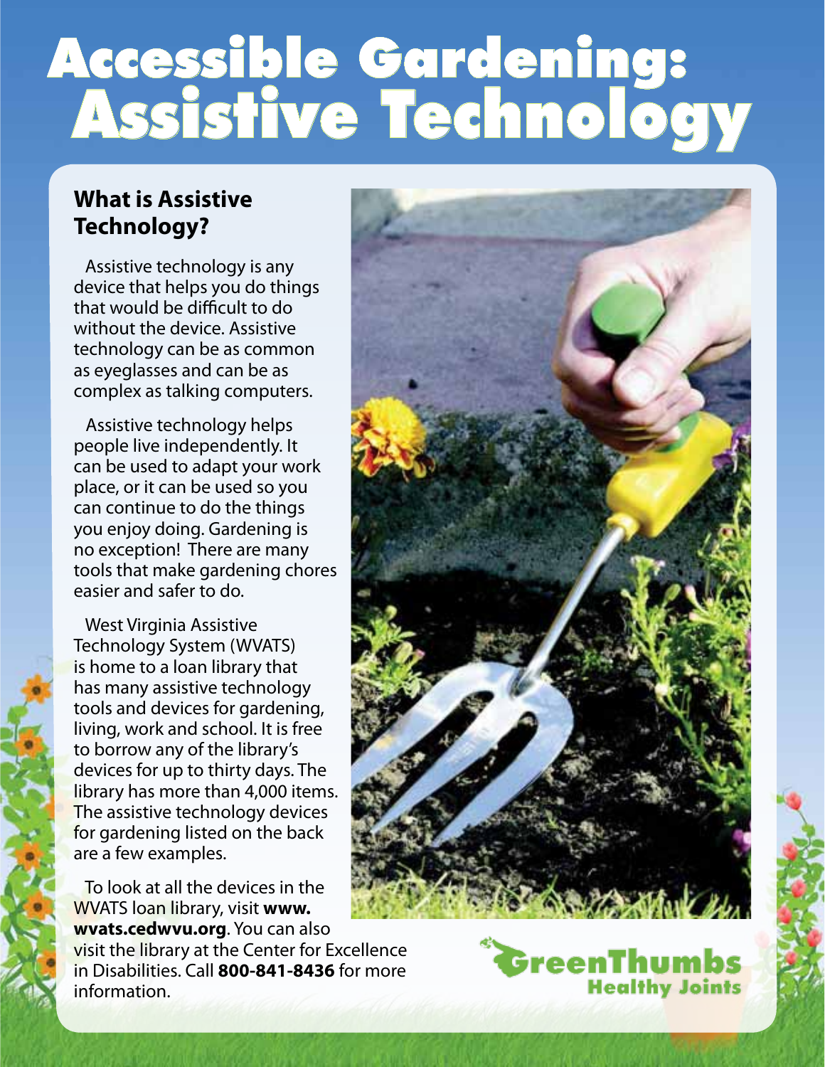# Accessible Gardening: Assistive Technology

## What is Assistive Technology?

Assistive technology is any device that helps you do things that would be difficult to do without the device. Assistive technology can be as common as eyeglasses and can be as complex as talking computers.

Assistive technology helps people live independently. It can be used to adapt your work place, or it can be used so you can continue to do the things you enjoy doing. Gardening is no exception! There are many tools that make gardening chores easier and safer to do.

West Virginia Assistive Technology System (WVATS) is home to a loan library that has many assistive technology tools and devices for gardening, living, work and school. It is free to borrow any of the library's devices for up to thirty days. The library has more than 4,000 items. The assistive technology devices for gardening listed on the back are a few examples.

To look at all the devices in the WVATS loan library, visit **www.wvats.cedwvu.org**. You can also visit the library at the Center for Excellence in Disabilities. Call **800-841-8436** for more information.

GreenThumbs Healthy Joints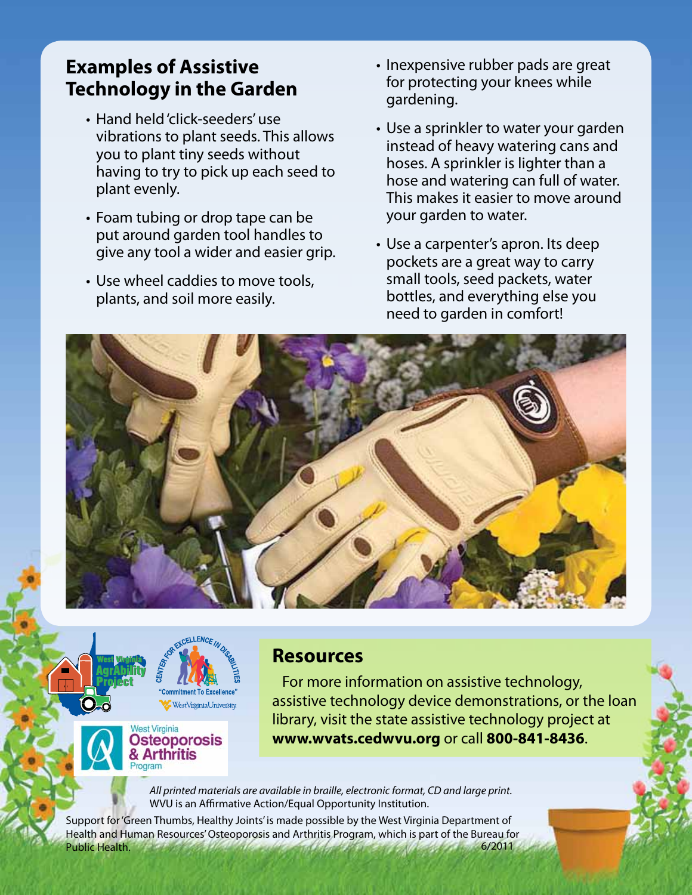## Examples of Assistive Technology in the Garden

- Hand held 'click-seeders' use vibrations to plant seeds. This allows you to plant tiny seeds without having to try to pick up each seed to plant evenly.
- Foam tubing or drop tape can be put around garden tool handles to give any tool a wider and easier grip.
- Use wheel caddies to move tools, plants, and soil more easily.
- Inexpensive rubber pads are great for protecting your knees while gardening.
- Use a sprinkler to water your garden instead of heavy watering cans and hoses. A sprinkler is lighter than a hose and watering can full of water. This makes it easier to move around your garden to water.
- Use a carpenter's apron. Its deep pockets are a great way to carry small tools, seed packets, water bottles, and everything else you need to garden in comfort!

West Virginia AgrAbility Project

Center for Excellence in Disabilities "Commitment To Excellence" West Virginia University

West Virginia Osteoporosis & Arthritis Program

## Resources

For more information on assistive technology, assistive technology device demonstrations, or the loan library, visit the state assistive technology project at **www.wvats.cedwvu.org** or call **800-841-8436**.

*All printed materials are available in braille, electronic format, CD and large print.*
WVU is an Affirmative Action/Equal Opportunity Institution.

Support for 'Green Thumbs, Healthy Joints' is made possible by the West Virginia Department of Health and Human Resources' Osteoporosis and Arthritis Program, which is part of the Bureau for Public Health.

6/2011